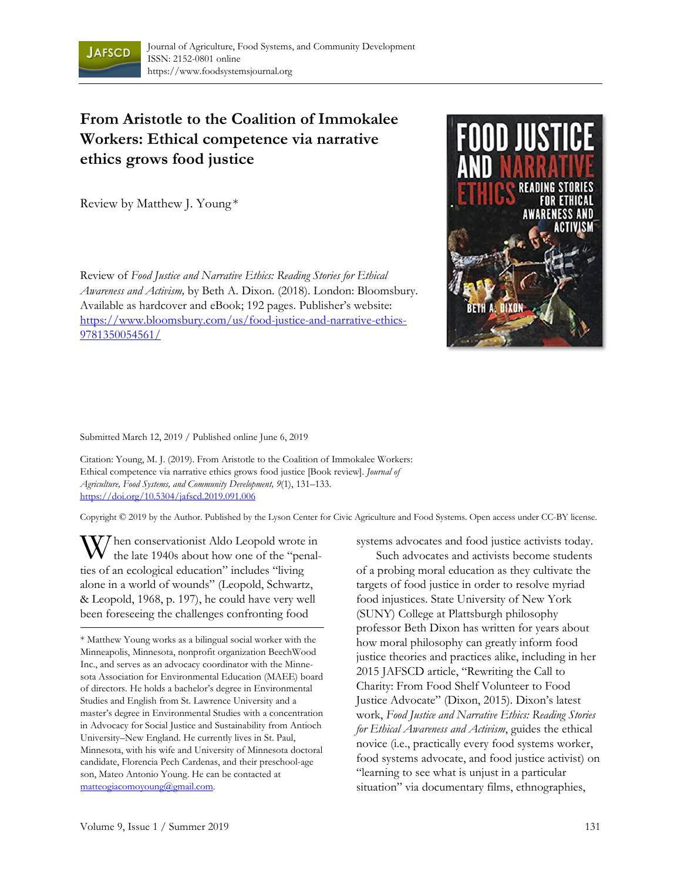# From Aristotle to the Coalition of Immokalee Workers: Ethical competence via narrative ethics grows food justice

Review by Matthew J. Young *

Review of *Food Justice and Narrative Ethics: Reading Stories for Ethical Awareness and Activism,* by Beth A. Dixon. (2018). London: Bloomsbury. Available as hardcover and eBook; 192 pages. Publisher's website: https://www.bloomsbury.com/us/food-justice-and-narrative-ethics-9781350054561/

Submitted March 12, 2019 / Published online June 6, 2019

Citation: Young, M. J. (2019). From Aristotle to the Coalition of Immokalee Workers: Ethical competence via narrative ethics grows food justice [Book review]. *Journal of Agriculture, Food Systems, and Community Development, 9*(1), 131–133. https://doi.org/10.5304/jafscd.2019.091.006

Copyright © 2019 by the Author. Published by the Lyson Center for Civic Agriculture and Food Systems. Open access under CC-BY license.

When conservationist Aldo Leopold wrote in the late 1940s about how one of the "penalties of an ecological education" includes "living alone in a world of wounds" (Leopold, Schwartz, & Leopold, 1968, p. 197), he could have very well been foreseeing the challenges confronting food systems advocates and food justice activists today.

Such advocates and activists become students of a probing moral education as they cultivate the targets of food justice in order to resolve myriad food injustices. State University of New York (SUNY) College at Plattsburgh philosophy professor Beth Dixon has written for years about how moral philosophy can greatly inform food justice theories and practices alike, including in her 2015 JAFSCD article, "Rewriting the Call to Charity: From Food Shelf Volunteer to Food Justice Advocate" (Dixon, 2015). Dixon's latest work, *Food Justice and Narrative Ethics: Reading Stories for Ethical Awareness and Activism*, guides the ethical novice (i.e., practically every food systems worker, food systems advocate, and food justice activist) on "learning to see what is unjust in a particular situation" via documentary films, ethnographies,

\* Matthew Young works as a bilingual social worker with the Minneapolis, Minnesota, nonprofit organization BeechWood Inc., and serves as an advocacy coordinator with the Minnesota Association for Environmental Education (MAEE) board of directors. He holds a bachelor's degree in Environmental Studies and English from St. Lawrence University and a master's degree in Environmental Studies with a concentration in Advocacy for Social Justice and Sustainability from Antioch University–New England. He currently lives in St. Paul, Minnesota, with his wife and University of Minnesota doctoral candidate, Florencia Pech Cardenas, and their preschool-age son, Mateo Antonio Young. He can be contacted at matteogiacomoyoung@gmail.com.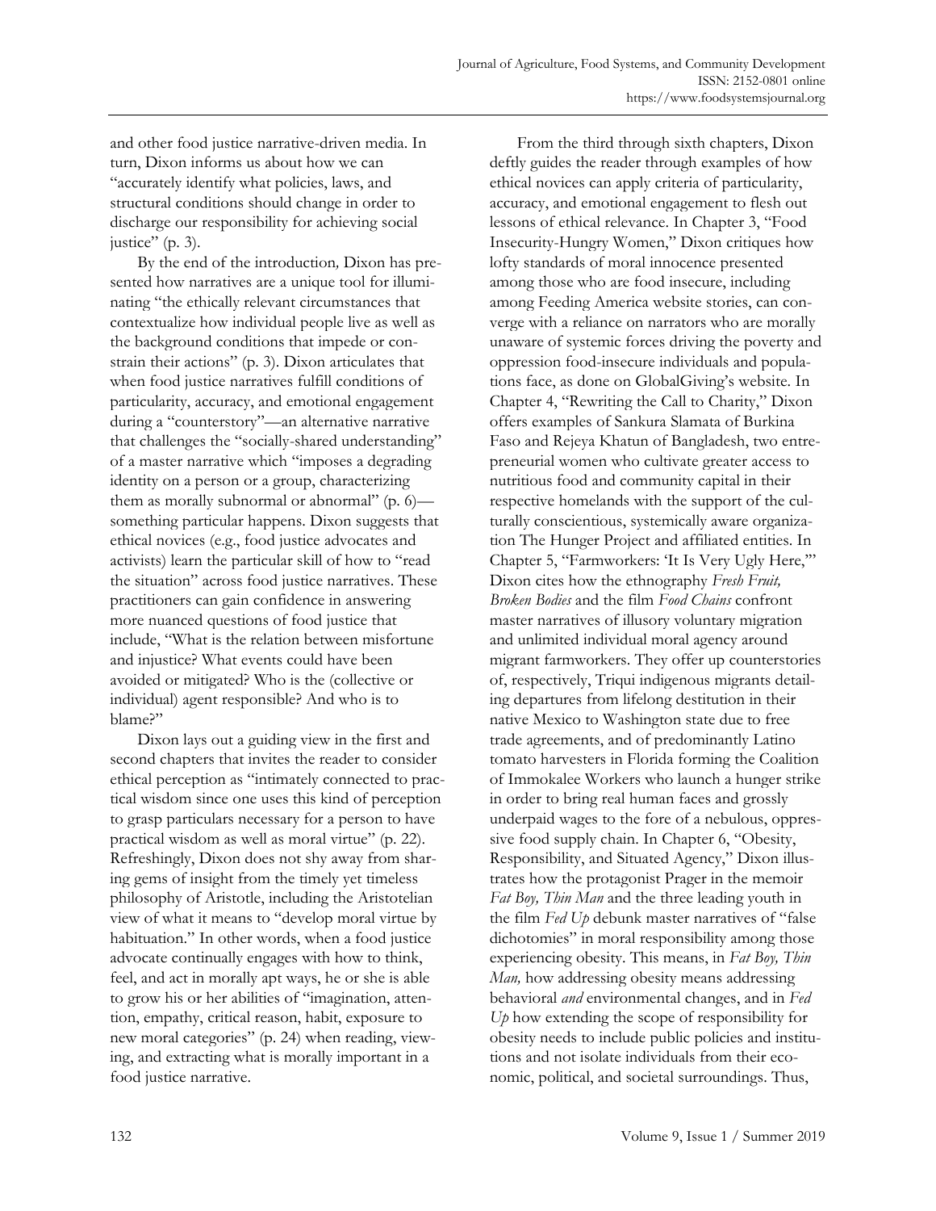and other food justice narrative-driven media. In turn, Dixon informs us about how we can "accurately identify what policies, laws, and structural conditions should change in order to discharge our responsibility for achieving social justice" (p. 3).

By the end of the introduction*,* Dixon has presented how narratives are a unique tool for illuminating "the ethically relevant circumstances that contextualize how individual people live as well as the background conditions that impede or constrain their actions" (p. 3). Dixon articulates that when food justice narratives fulfill conditions of particularity, accuracy, and emotional engagement during a "counterstory"—an alternative narrative that challenges the "socially-shared understanding" of a master narrative which "imposes a degrading identity on a person or a group, characterizing them as morally subnormal or abnormal" (p. 6)—something particular happens. Dixon suggests that ethical novices (e.g., food justice advocates and activists) learn the particular skill of how to "read the situation" across food justice narratives. These practitioners can gain confidence in answering more nuanced questions of food justice that include, "What is the relation between misfortune and injustice? What events could have been avoided or mitigated? Who is the (collective or individual) agent responsible? And who is to blame?"

Dixon lays out a guiding view in the first and second chapters that invites the reader to consider ethical perception as "intimately connected to practical wisdom since one uses this kind of perception to grasp particulars necessary for a person to have practical wisdom as well as moral virtue" (p. 22). Refreshingly, Dixon does not shy away from sharing gems of insight from the timely yet timeless philosophy of Aristotle, including the Aristotelian view of what it means to "develop moral virtue by habituation." In other words, when a food justice advocate continually engages with how to think, feel, and act in morally apt ways, he or she is able to grow his or her abilities of "imagination, attention, empathy, critical reason, habit, exposure to new moral categories" (p. 24) when reading, viewing, and extracting what is morally important in a food justice narrative.

From the third through sixth chapters, Dixon deftly guides the reader through examples of how ethical novices can apply criteria of particularity, accuracy, and emotional engagement to flesh out lessons of ethical relevance. In Chapter 3, "Food Insecurity-Hungry Women," Dixon critiques how lofty standards of moral innocence presented among those who are food insecure, including among Feeding America website stories, can converge with a reliance on narrators who are morally unaware of systemic forces driving the poverty and oppression food-insecure individuals and populations face, as done on GlobalGiving's website. In Chapter 4, "Rewriting the Call to Charity," Dixon offers examples of Sankura Slamata of Burkina Faso and Rejeya Khatun of Bangladesh, two entrepreneurial women who cultivate greater access to nutritious food and community capital in their respective homelands with the support of the culturally conscientious, systemically aware organization The Hunger Project and affiliated entities. In Chapter 5, "Farmworkers: 'It Is Very Ugly Here,'" Dixon cites how the ethnography *Fresh Fruit, Broken Bodies* and the film *Food Chains* confront master narratives of illusory voluntary migration and unlimited individual moral agency around migrant farmworkers. They offer up counterstories of, respectively, Triqui indigenous migrants detailing departures from lifelong destitution in their native Mexico to Washington state due to free trade agreements, and of predominantly Latino tomato harvesters in Florida forming the Coalition of Immokalee Workers who launch a hunger strike in order to bring real human faces and grossly underpaid wages to the fore of a nebulous, oppressive food supply chain. In Chapter 6, "Obesity, Responsibility, and Situated Agency," Dixon illustrates how the protagonist Prager in the memoir *Fat Boy, Thin Man* and the three leading youth in the film *Fed Up* debunk master narratives of "false dichotomies" in moral responsibility among those experiencing obesity. This means, in *Fat Boy, Thin Man,* how addressing obesity means addressing behavioral *and* environmental changes, and in *Fed Up* how extending the scope of responsibility for obesity needs to include public policies and institutions and not isolate individuals from their economic, political, and societal surroundings. Thus,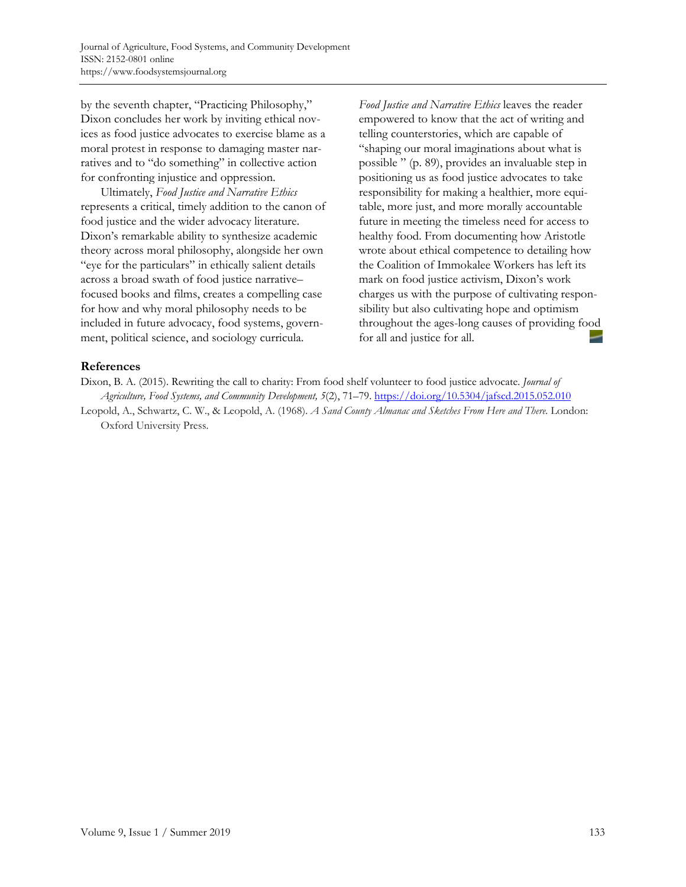by the seventh chapter, "Practicing Philosophy," Dixon concludes her work by inviting ethical novices as food justice advocates to exercise blame as a moral protest in response to damaging master narratives and to "do something" in collective action for confronting injustice and oppression.

Ultimately, *Food Justice and Narrative Ethics* represents a critical, timely addition to the canon of food justice and the wider advocacy literature. Dixon's remarkable ability to synthesize academic theory across moral philosophy, alongside her own "eye for the particulars" in ethically salient details across a broad swath of food justice narrative–focused books and films, creates a compelling case for how and why moral philosophy needs to be included in future advocacy, food systems, government, political science, and sociology curricula.

*Food Justice and Narrative Ethics* leaves the reader empowered to know that the act of writing and telling counterstories, which are capable of "shaping our moral imaginations about what is possible " (p. 89), provides an invaluable step in positioning us as food justice advocates to take responsibility for making a healthier, more equitable, more just, and more morally accountable future in meeting the timeless need for access to healthy food. From documenting how Aristotle wrote about ethical competence to detailing how the Coalition of Immokalee Workers has left its mark on food justice activism, Dixon's work charges us with the purpose of cultivating responsibility but also cultivating hope and optimism throughout the ages-long causes of providing food for all and justice for all.

## References

Dixon, B. A. (2015). Rewriting the call to charity: From food shelf volunteer to food justice advocate. *Journal of Agriculture, Food Systems, and Community Development, 5*(2), 71–79. https://doi.org/10.5304/jafscd.2015.052.010

Leopold, A., Schwartz, C. W., & Leopold, A. (1968). *A Sand County Almanac and Sketches From Here and There.* London: Oxford University Press.